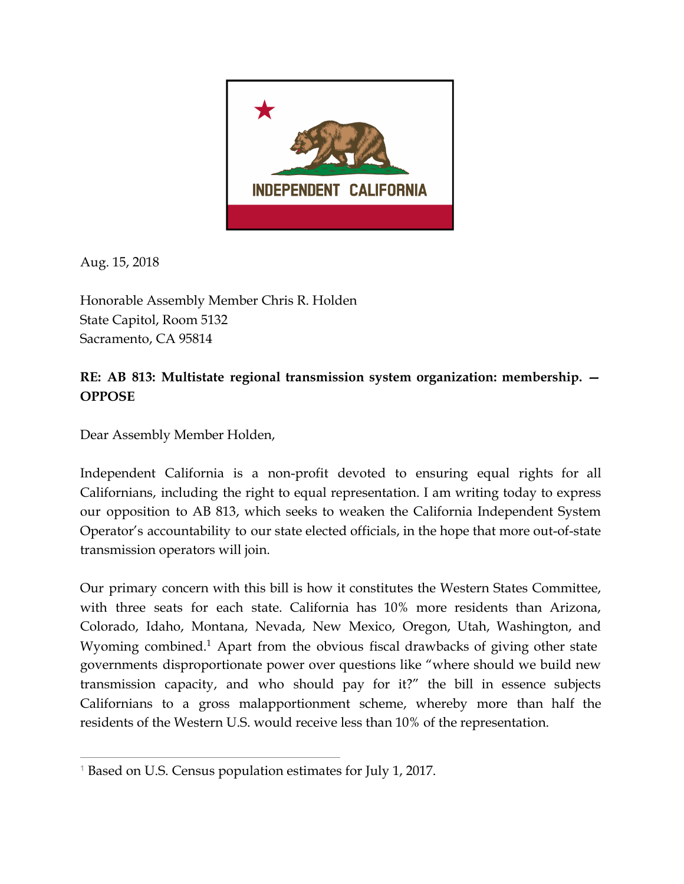Aug. 15, 2018

Honorable Assembly Member Chris R. Holden
State Capitol, Room 5132
Sacramento, CA 95814

**RE: AB 813: Multistate regional transmission system organization: membership. — OPPOSE**

Dear Assembly Member Holden,

Independent California is a non-profit devoted to ensuring equal rights for all Californians, including the right to equal representation. I am writing today to express our opposition to AB 813, which seeks to weaken the California Independent System Operator's accountability to our state elected officials, in the hope that more out-of-state transmission operators will join.

Our primary concern with this bill is how it constitutes the Western States Committee, with three seats for each state. California has 10% more residents than Arizona, Colorado, Idaho, Montana, Nevada, New Mexico, Oregon, Utah, Washington, and Wyoming combined.[1] Apart from the obvious fiscal drawbacks of giving other state governments disproportionate power over questions like "where should we build new transmission capacity, and who should pay for it?" the bill in essence subjects Californians to a gross malapportionment scheme, whereby more than half the residents of the Western U.S. would receive less than 10% of the representation.

---

[1] Based on U.S. Census population estimates for July 1, 2017.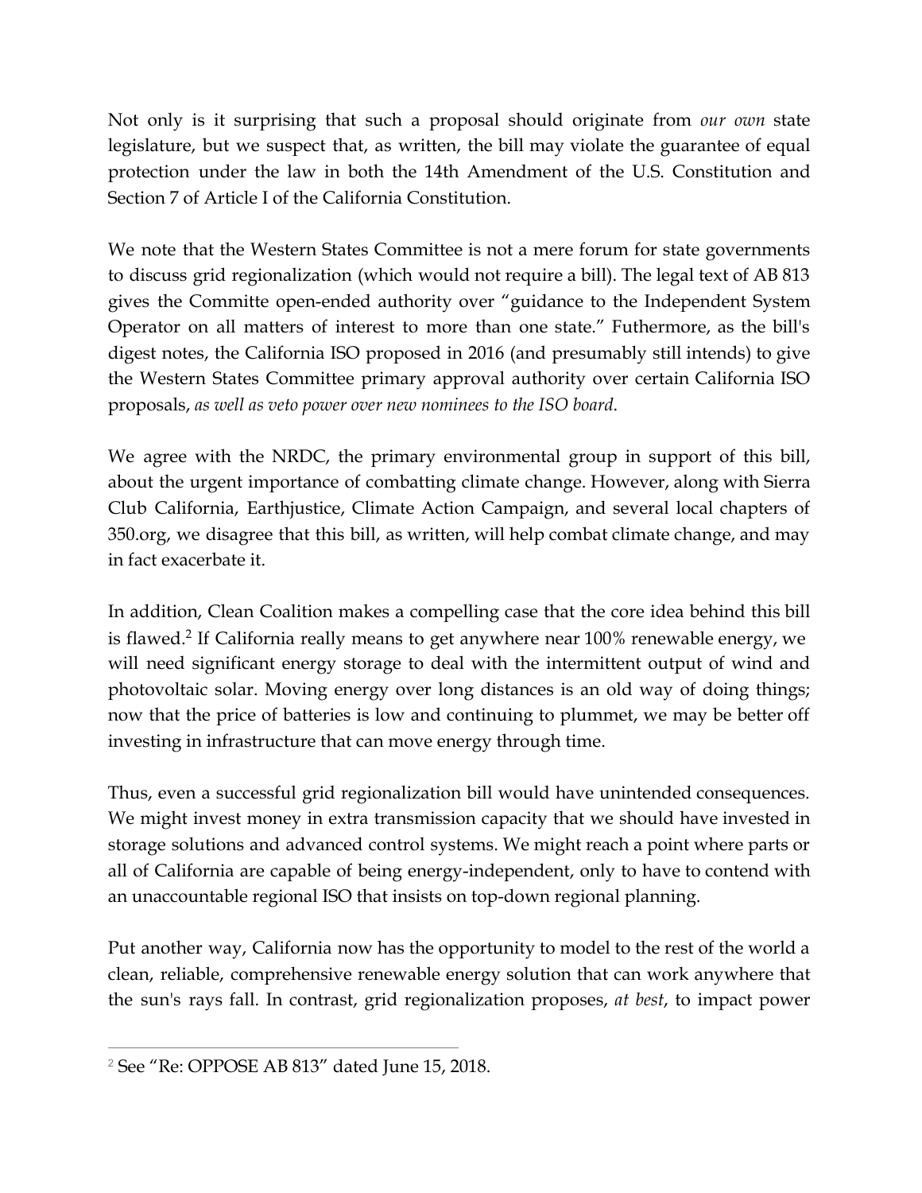Not only is it surprising that such a proposal should originate from *our own* state legislature, but we suspect that, as written, the bill may violate the guarantee of equal protection under the law in both the 14th Amendment of the U.S. Constitution and Section 7 of Article I of the California Constitution.

We note that the Western States Committee is not a mere forum for state governments to discuss grid regionalization (which would not require a bill). The legal text of AB 813 gives the Committe open-ended authority over "guidance to the Independent System Operator on all matters of interest to more than one state." Futhermore, as the bill's digest notes, the California ISO proposed in 2016 (and presumably still intends) to give the Western States Committee primary approval authority over certain California ISO proposals, *as well as veto power over new nominees to the ISO board*.

We agree with the NRDC, the primary environmental group in support of this bill, about the urgent importance of combatting climate change. However, along with Sierra Club California, Earthjustice, Climate Action Campaign, and several local chapters of 350.org, we disagree that this bill, as written, will help combat climate change, and may in fact exacerbate it.

In addition, Clean Coalition makes a compelling case that the core idea behind this bill is flawed.[2] If California really means to get anywhere near 100% renewable energy, we will need significant energy storage to deal with the intermittent output of wind and photovoltaic solar. Moving energy over long distances is an old way of doing things; now that the price of batteries is low and continuing to plummet, we may be better off investing in infrastructure that can move energy through time.

Thus, even a successful grid regionalization bill would have unintended consequences. We might invest money in extra transmission capacity that we should have invested in storage solutions and advanced control systems. We might reach a point where parts or all of California are capable of being energy-independent, only to have to contend with an unaccountable regional ISO that insists on top-down regional planning.

Put another way, California now has the opportunity to model to the rest of the world a clean, reliable, comprehensive renewable energy solution that can work anywhere that the sun's rays fall. In contrast, grid regionalization proposes, *at best*, to impact power

---

[2] See "Re: OPPOSE AB 813" dated June 15, 2018.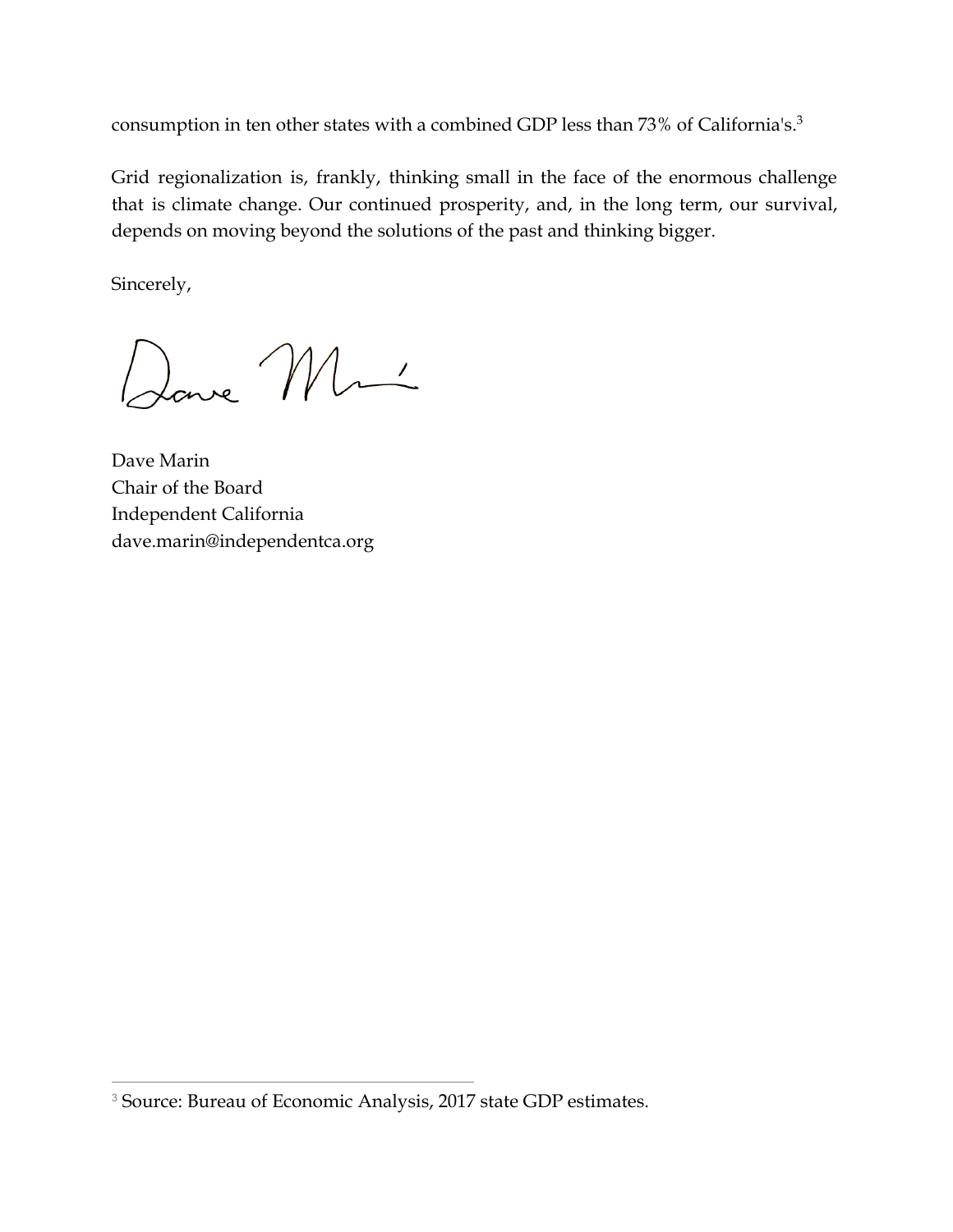consumption in ten other states with a combined GDP less than 73% of California's.[3]

Grid regionalization is, frankly, thinking small in the face of the enormous challenge that is climate change. Our continued prosperity, and, in the long term, our survival, depends on moving beyond the solutions of the past and thinking bigger.

Sincerely,

Dave Marin
Chair of the Board
Independent California
dave.marin@independentca.org

[3] Source: Bureau of Economic Analysis, 2017 state GDP estimates.